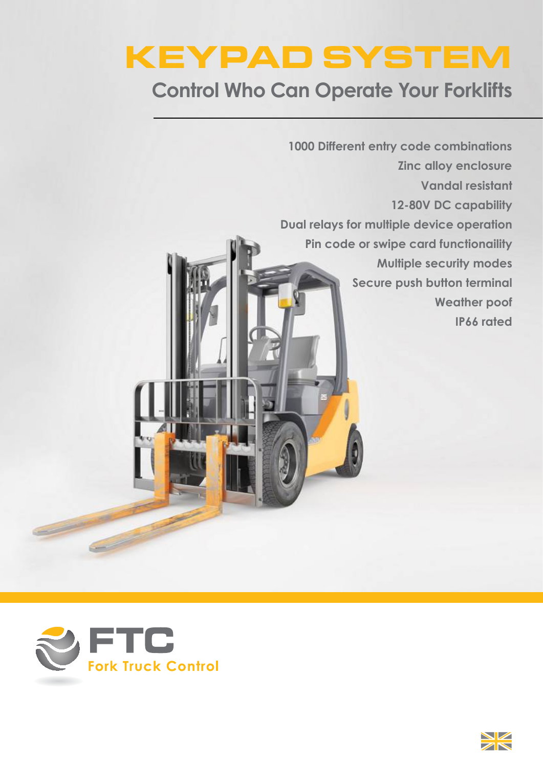# KEYPAD SYSTEM

## Control Who Can Operate Your Forklifts

1000 Different entry code combinations
Zinc alloy enclosure
Vandal resistant
12-80V DC capability
Dual relays for multiple device operation
Pin code or swipe card functionaility
Multiple security modes
Secure push button terminal
Weather poof
IP66 rated

FTC
Fork Truck Control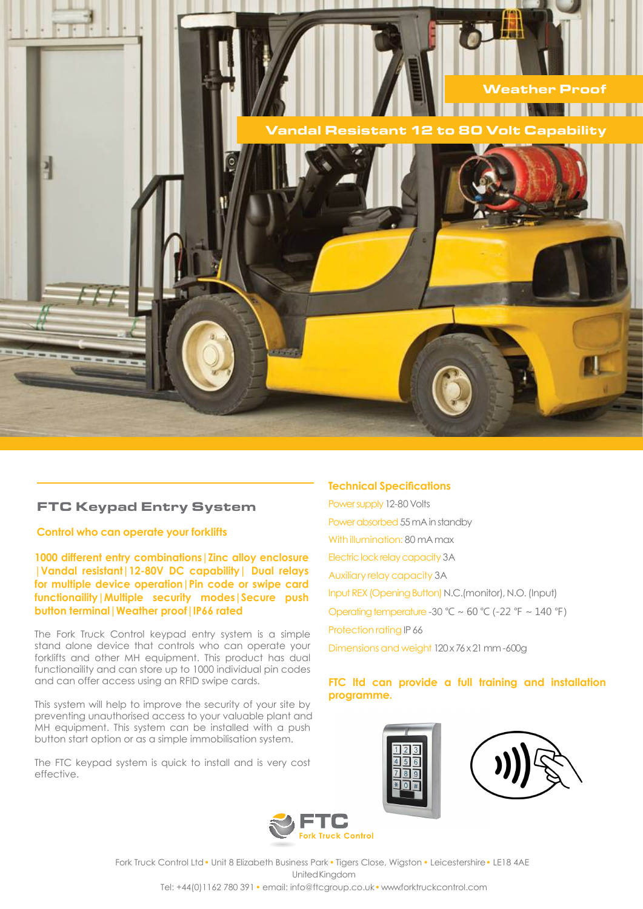Weather Proof

Vandal Resistant 12 to 80 Volt Capability

## FTC Keypad Entry System

**Control who can operate your forklifts**

**1000 different entry combinations | Zinc alloy enclosure | Vandal resistant | 12-80V DC capability | Dual relays for multiple device operation | Pin code or swipe card functionaility | Multiple security modes | Secure push button terminal | Weather proof | IP66 rated**

The Fork Truck Control keypad entry system is a simple stand alone device that controls who can operate your forklifts and other MH equipment. This product has dual functionaility and can store up to 1000 individual pin codes and can offer access using an RFID swipe cards.

This system will help to improve the security of your site by preventing unauthorised access to your valuable plant and MH equipment. This system can be installed with a push button start option or as a simple immobilisation system.

The FTC keypad system is quick to install and is very cost effective.

### Technical Specifications

Power supply 12-80 Volts

Power absorbed 55 mA in standby

With illumination: 80 mA max

Electric lock relay capacity 3A

Auxiliary relay capacity 3A

Input REX (Opening Button) N.C.(monitor), N.O. (Input)

Operating temperature -30 ℃ ~ 60 ℃ (-22 ℉ ~ 140 ℉)

Protection rating IP 66

Dimensions and weight 120 x 76 x 21 mm -600g

**FTC ltd can provide a full training and installation programme.**

FTC Fork Truck Control

Fork Truck Control Ltd • Unit 8 Elizabeth Business Park • Tigers Close, Wigston • Leicestershire • LE18 4AE United Kingdom

Tel: +44(0)1162 780 391 • email: info@ftcgroup.co.uk • www.forktruckcontrol.com